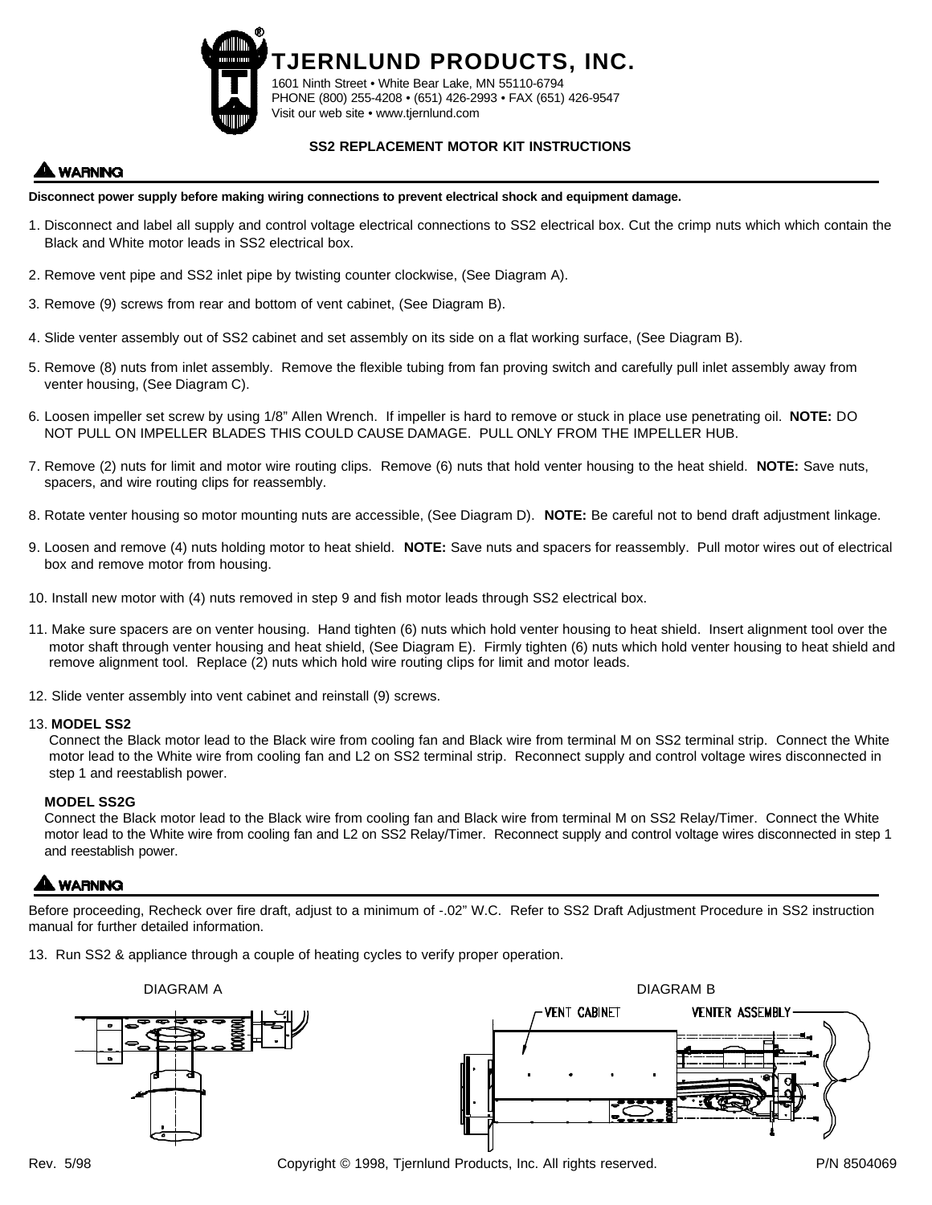# TJERNLUND PRODUCTS, INC.

1601 Ninth Street • White Bear Lake, MN 55110-6794
PHONE (800) 255-4208 • (651) 426-2993 • FAX (651) 426-9547
Visit our web site • www.tjernlund.com

## SS2 REPLACEMENT MOTOR KIT INSTRUCTIONS

**⚠ WARNING**

**Disconnect power supply before making wiring connections to prevent electrical shock and equipment damage.**

1. Disconnect and label all supply and control voltage electrical connections to SS2 electrical box. Cut the crimp nuts which which contain the Black and White motor leads in SS2 electrical box.

2. Remove vent pipe and SS2 inlet pipe by twisting counter clockwise, (See Diagram A).

3. Remove (9) screws from rear and bottom of vent cabinet, (See Diagram B).

4. Slide venter assembly out of SS2 cabinet and set assembly on its side on a flat working surface, (See Diagram B).

5. Remove (8) nuts from inlet assembly. Remove the flexible tubing from fan proving switch and carefully pull inlet assembly away from venter housing, (See Diagram C).

6. Loosen impeller set screw by using 1/8" Allen Wrench. If impeller is hard to remove or stuck in place use penetrating oil. **NOTE:** DO NOT PULL ON IMPELLER BLADES THIS COULD CAUSE DAMAGE. PULL ONLY FROM THE IMPELLER HUB.

7. Remove (2) nuts for limit and motor wire routing clips. Remove (6) nuts that hold venter housing to the heat shield. **NOTE:** Save nuts, spacers, and wire routing clips for reassembly.

8. Rotate venter housing so motor mounting nuts are accessible, (See Diagram D). **NOTE:** Be careful not to bend draft adjustment linkage.

9. Loosen and remove (4) nuts holding motor to heat shield. **NOTE:** Save nuts and spacers for reassembly. Pull motor wires out of electrical box and remove motor from housing.

10. Install new motor with (4) nuts removed in step 9 and fish motor leads through SS2 electrical box.

11. Make sure spacers are on venter housing. Hand tighten (6) nuts which hold venter housing to heat shield. Insert alignment tool over the motor shaft through venter housing and heat shield, (See Diagram E). Firmly tighten (6) nuts which hold venter housing to heat shield and remove alignment tool. Replace (2) nuts which hold wire routing clips for limit and motor leads.

12. Slide venter assembly into vent cabinet and reinstall (9) screws.

13. **MODEL SS2**
Connect the Black motor lead to the Black wire from cooling fan and Black wire from terminal M on SS2 terminal strip. Connect the White motor lead to the White wire from cooling fan and L2 on SS2 terminal strip. Reconnect supply and control voltage wires disconnected in step 1 and reestablish power.

**MODEL SS2G**
Connect the Black motor lead to the Black wire from cooling fan and Black wire from terminal M on SS2 Relay/Timer. Connect the White motor lead to the White wire from cooling fan and L2 on SS2 Relay/Timer. Reconnect supply and control voltage wires disconnected in step 1 and reestablish power.

**⚠ WARNING**

Before proceeding, Recheck over fire draft, adjust to a minimum of -.02" W.C. Refer to SS2 Draft Adjustment Procedure in SS2 instruction manual for further detailed information.

13. Run SS2 & appliance through a couple of heating cycles to verify proper operation.

DIAGRAM A

DIAGRAM B

VENT CABINET

VENTER ASSEMBLY

Rev. 5/98 Copyright © 1998, Tjernlund Products, Inc. All rights reserved. P/N 8504069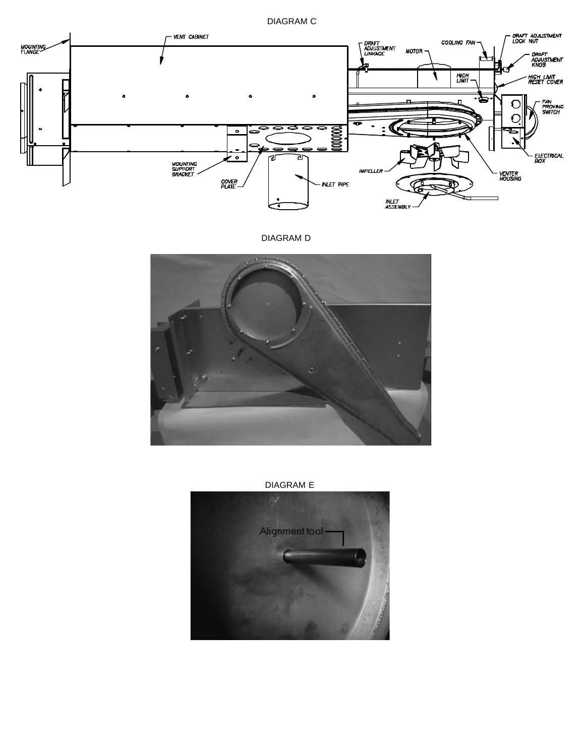DIAGRAM C

MOUNTING FLANGE

VENT CABINET

DRAFT ADJUSTMENT LINKAGE

MOTOR

COOLING FAN

DRAFT ADJUSTMENT LOCK NUT

DRAFT ADJUSTMENT KNOB

HIGH LIMIT

HIGH LIMIT RESET COVER

FAN PROVING SWITCH

ELECTRICAL BOX

VENTER HOUSING

MOUNTING SUPPORT BRACKET

COVER PLATE

INLET PIPE

IMPELLER

INLET ASSEMBLY

DIAGRAM D

DIAGRAM E

Alignment tool